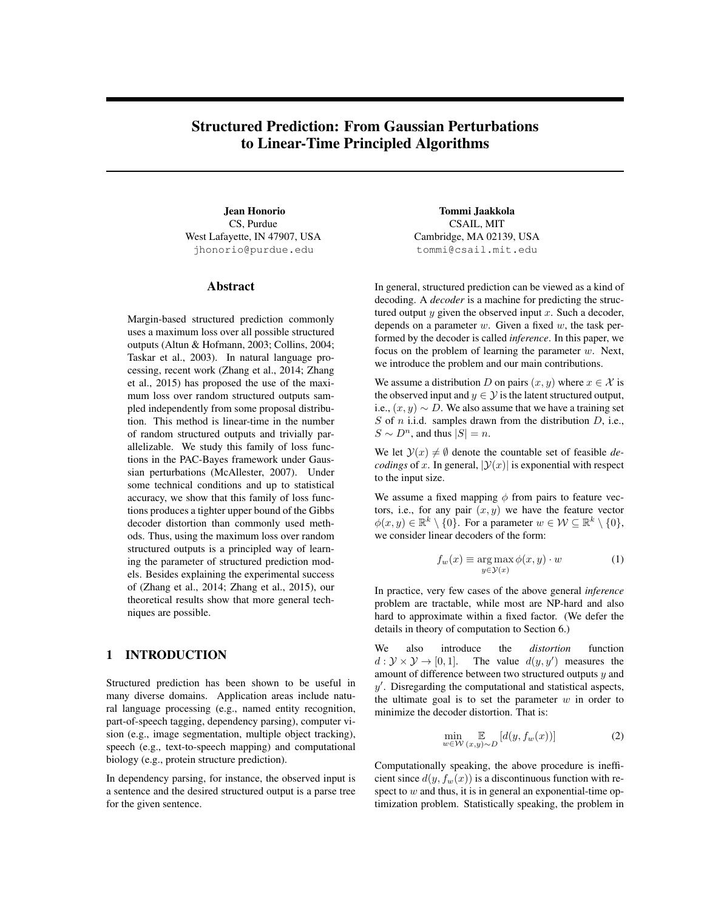# Structured Prediction: From Gaussian Perturbations to Linear-Time Principled Algorithms

**Jean Honorio**
CS, Purdue
West Lafayette, IN 47907, USA
jhonorio@purdue.edu

**Tommi Jaakkola**
CSAIL, MIT
Cambridge, MA 02139, USA
tommi@csail.mit.edu

## Abstract

Margin-based structured prediction commonly uses a maximum loss over all possible structured outputs (Altun & Hofmann, 2003; Collins, 2004; Taskar et al., 2003). In natural language processing, recent work (Zhang et al., 2014; Zhang et al., 2015) has proposed the use of the maximum loss over random structured outputs sampled independently from some proposal distribution. This method is linear-time in the number of random structured outputs and trivially parallelizable. We study this family of loss functions in the PAC-Bayes framework under Gaussian perturbations (McAllester, 2007). Under some technical conditions and up to statistical accuracy, we show that this family of loss functions produces a tighter upper bound of the Gibbs decoder distortion than commonly used methods. Thus, using the maximum loss over random structured outputs is a principled way of learning the parameter of structured prediction models. Besides explaining the experimental success of (Zhang et al., 2014; Zhang et al., 2015), our theoretical results show that more general techniques are possible.

## 1 INTRODUCTION

Structured prediction has been shown to be useful in many diverse domains. Application areas include natural language processing (e.g., named entity recognition, part-of-speech tagging, dependency parsing), computer vision (e.g., image segmentation, multiple object tracking), speech (e.g., text-to-speech mapping) and computational biology (e.g., protein structure prediction).

In dependency parsing, for instance, the observed input is a sentence and the desired structured output is a parse tree for the given sentence.

In general, structured prediction can be viewed as a kind of decoding. A *decoder* is a machine for predicting the structured output $y$ given the observed input $x$. Such a decoder, depends on a parameter $w$. Given a fixed $w$, the task performed by the decoder is called *inference*. In this paper, we focus on the problem of learning the parameter $w$. Next, we introduce the problem and our main contributions.

We assume a distribution $D$ on pairs $(x, y)$ where $x \in \mathcal{X}$ is the observed input and $y \in \mathcal{Y}$ is the latent structured output, i.e., $(x, y) \sim D$. We also assume that we have a training set $S$ of $n$ i.i.d. samples drawn from the distribution $D$, i.e., $S \sim D^n$, and thus $|S| = n$.

We let $\mathcal{Y}(x) \neq \emptyset$ denote the countable set of feasible *decodings* of $x$. In general, $|\mathcal{Y}(x)|$ is exponential with respect to the input size.

We assume a fixed mapping $\phi$ from pairs to feature vectors, i.e., for any pair $(x, y)$ we have the feature vector $\phi(x, y) \in \mathbb{R}^k \setminus \{0\}$. For a parameter $w \in \mathcal{W} \subseteq \mathbb{R}^k \setminus \{0\}$, we consider linear decoders of the form:

$$f_w(x) \equiv \underset{y \in \mathcal{Y}(x)}{\arg\max}\, \phi(x, y) \cdot w \tag{1}$$

In practice, very few cases of the above general *inference* problem are tractable, while most are NP-hard and also hard to approximate within a fixed factor. (We defer the details in theory of computation to Section 6.)

We also introduce the *distortion* function $d : \mathcal{Y} \times \mathcal{Y} \to [0, 1]$. The value $d(y, y')$ measures the amount of difference between two structured outputs $y$ and $y'$. Disregarding the computational and statistical aspects, the ultimate goal is to set the parameter $w$ in order to minimize the decoder distortion. That is:

$$\min_{w \in \mathcal{W}} \mathop{\mathbb{E}}_{(x,y) \sim D} [d(y, f_w(x))] \tag{2}$$

Computationally speaking, the above procedure is inefficient since $d(y, f_w(x))$ is a discontinuous function with respect to $w$ and thus, it is in general an exponential-time optimization problem. Statistically speaking, the problem in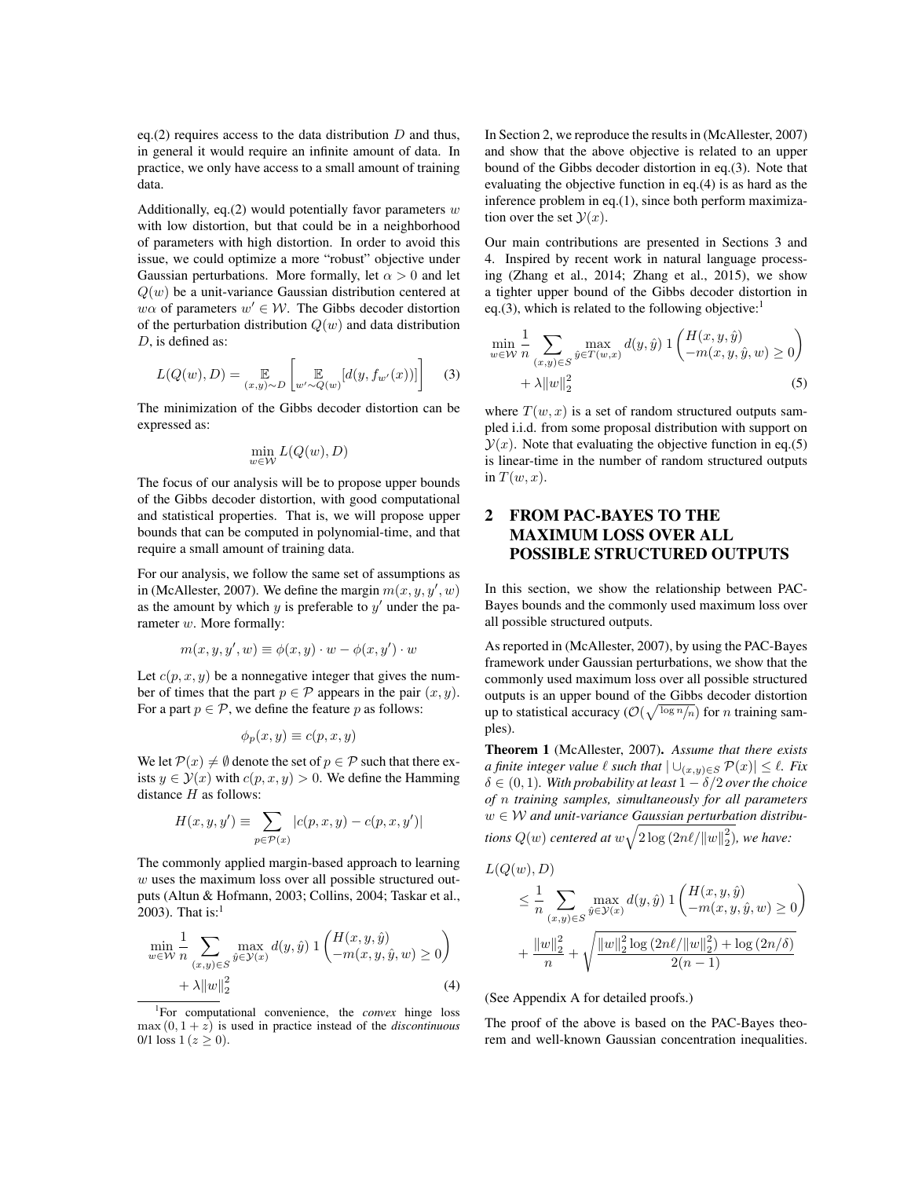eq.(2) requires access to the data distribution $D$ and thus, in general it would require an infinite amount of data. In practice, we only have access to a small amount of training data.

Additionally, eq.(2) would potentially favor parameters $w$ with low distortion, but that could be in a neighborhood of parameters with high distortion. In order to avoid this issue, we could optimize a more "robust" objective under Gaussian perturbations. More formally, let $\alpha > 0$ and let $Q(w)$ be a unit-variance Gaussian distribution centered at $w\alpha$ of parameters $w' \in \mathcal{W}$. The Gibbs decoder distortion of the perturbation distribution $Q(w)$ and data distribution $D$, is defined as:

$$L(Q(w), D) = \mathop{\mathbb{E}}_{(x,y)\sim D}\left[\mathop{\mathbb{E}}_{w'\sim Q(w)}[d(y, f_{w'}(x))]\right] \quad (3)$$

The minimization of the Gibbs decoder distortion can be expressed as:

$$\min_{w\in\mathcal{W}} L(Q(w), D)$$

The focus of our analysis will be to propose upper bounds of the Gibbs decoder distortion, with good computational and statistical properties. That is, we will propose upper bounds that can be computed in polynomial-time, and that require a small amount of training data.

For our analysis, we follow the same set of assumptions as in (McAllester, 2007). We define the margin $m(x, y, y', w)$ as the amount by which $y$ is preferable to $y'$ under the parameter $w$. More formally:

$$m(x, y, y', w) \equiv \phi(x, y) \cdot w - \phi(x, y') \cdot w$$

Let $c(p, x, y)$ be a nonnegative integer that gives the number of times that the part $p \in \mathcal{P}$ appears in the pair $(x, y)$. For a part $p \in \mathcal{P}$, we define the feature $p$ as follows:

$$\phi_p(x, y) \equiv c(p, x, y)$$

We let $\mathcal{P}(x) \neq \emptyset$ denote the set of $p \in \mathcal{P}$ such that there exists $y \in \mathcal{Y}(x)$ with $c(p, x, y) > 0$. We define the Hamming distance $H$ as follows:

$$H(x, y, y') \equiv \sum_{p\in\mathcal{P}(x)} |c(p, x, y) - c(p, x, y')|$$

The commonly applied margin-based approach to learning $w$ uses the maximum loss over all possible structured outputs (Altun & Hofmann, 2003; Collins, 2004; Taskar et al., 2003). That is:[1]

$$\min_{w\in\mathcal{W}} \frac{1}{n} \sum_{(x,y)\in S} \max_{\hat{y}\in\mathcal{Y}(x)} d(y, \hat{y})\, 1\begin{pmatrix} H(x, y, \hat{y}) \\ -m(x, y, \hat{y}, w) \geq 0 \end{pmatrix} + \lambda\|w\|_2^2 \quad (4)$$

In Section 2, we reproduce the results in (McAllester, 2007) and show that the above objective is related to an upper bound of the Gibbs decoder distortion in eq.(3). Note that evaluating the objective function in eq.(4) is as hard as the inference problem in eq.(1), since both perform maximization over the set $\mathcal{Y}(x)$.

Our main contributions are presented in Sections 3 and 4. Inspired by recent work in natural language processing (Zhang et al., 2014; Zhang et al., 2015), we show a tighter upper bound of the Gibbs decoder distortion in eq.(3), which is related to the following objective:[1]

$$\min_{w\in\mathcal{W}} \frac{1}{n} \sum_{(x,y)\in S} \max_{\hat{y}\in T(w,x)} d(y, \hat{y})\, 1\begin{pmatrix} H(x, y, \hat{y}) \\ -m(x, y, \hat{y}, w) \geq 0 \end{pmatrix} + \lambda\|w\|_2^2 \quad (5)$$

where $T(w, x)$ is a set of random structured outputs sampled i.i.d. from some proposal distribution with support on $\mathcal{Y}(x)$. Note that evaluating the objective function in eq.(5) is linear-time in the number of random structured outputs in $T(w, x)$.

## 2 FROM PAC-BAYES TO THE MAXIMUM LOSS OVER ALL POSSIBLE STRUCTURED OUTPUTS

In this section, we show the relationship between PAC-Bayes bounds and the commonly used maximum loss over all possible structured outputs.

As reported in (McAllester, 2007), by using the PAC-Bayes framework under Gaussian perturbations, we show that the commonly used maximum loss over all possible structured outputs is an upper bound of the Gibbs decoder distortion up to statistical accuracy ($\mathcal{O}(\sqrt{\log n/n})$ for $n$ training samples).

**Theorem 1** (McAllester, 2007). *Assume that there exists a finite integer value $\ell$ such that $|\cup_{(x,y)\in S}\mathcal{P}(x)| \leq \ell$. Fix $\delta \in (0, 1)$. With probability at least $1 - \delta/2$ over the choice of $n$ training samples, simultaneously for all parameters $w \in \mathcal{W}$ and unit-variance Gaussian perturbation distributions $Q(w)$ centered at $w\sqrt{2\log(2n\ell/\|w\|_2^2)}$, we have:*

$$\begin{aligned} L(Q(w), D) &\leq \frac{1}{n} \sum_{(x,y)\in S} \max_{\hat{y}\in\mathcal{Y}(x)} d(y, \hat{y})\, 1\begin{pmatrix} H(x, y, \hat{y}) \\ -m(x, y, \hat{y}, w) \geq 0 \end{pmatrix} \\ &\quad + \frac{\|w\|_2^2}{n} + \sqrt{\frac{\|w\|_2^2 \log(2n\ell/\|w\|_2^2) + \log(2n/\delta)}{2(n-1)}} \end{aligned}$$

(See Appendix A for detailed proofs.)

The proof of the above is based on the PAC-Bayes theorem and well-known Gaussian concentration inequalities.

[1] For computational convenience, the *convex* hinge loss $\max(0, 1 + z)$ is used in practice instead of the *discontinuous* 0/1 loss $1(z \geq 0)$.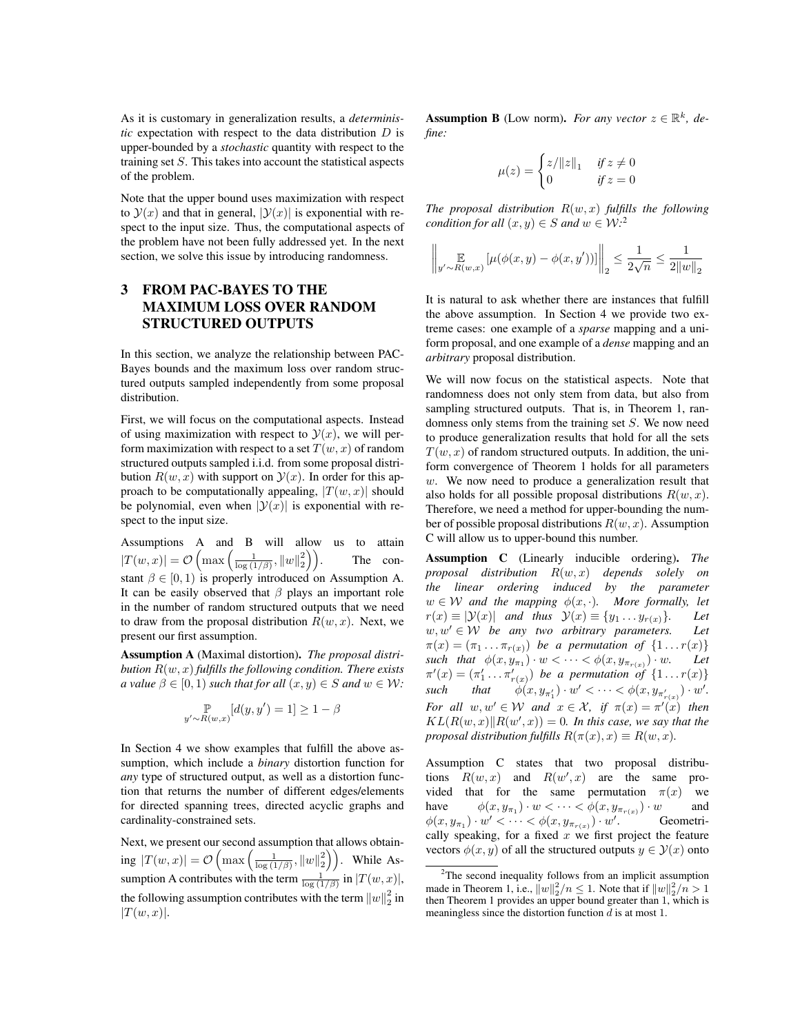As it is customary in generalization results, a *deterministic* expectation with respect to the data distribution $D$ is upper-bounded by a *stochastic* quantity with respect to the training set $S$. This takes into account the statistical aspects of the problem.

Note that the upper bound uses maximization with respect to $\mathcal{Y}(x)$ and that in general, $|\mathcal{Y}(x)|$ is exponential with respect to the input size. Thus, the computational aspects of the problem have not been fully addressed yet. In the next section, we solve this issue by introducing randomness.

# 3 FROM PAC-BAYES TO THE MAXIMUM LOSS OVER RANDOM STRUCTURED OUTPUTS

In this section, we analyze the relationship between PAC-Bayes bounds and the maximum loss over random structured outputs sampled independently from some proposal distribution.

First, we will focus on the computational aspects. Instead of using maximization with respect to $\mathcal{Y}(x)$, we will perform maximization with respect to a set $T(w, x)$ of random structured outputs sampled i.i.d. from some proposal distribution $R(w, x)$ with support on $\mathcal{Y}(x)$. In order for this approach to be computationally appealing, $|T(w, x)|$ should be polynomial, even when $|\mathcal{Y}(x)|$ is exponential with respect to the input size.

Assumptions A and B will allow us to attain $|T(w,x)| = \mathcal{O}\left(\max\left(\frac{1}{\log(1/\beta)}, \|w\|_2^2\right)\right)$. The constant $\beta \in [0, 1)$ is properly introduced on Assumption A. It can be easily observed that $\beta$ plays an important role in the number of random structured outputs that we need to draw from the proposal distribution $R(w, x)$. Next, we present our first assumption.

**Assumption A** (Maximal distortion)**.** *The proposal distribution $R(w, x)$ fulfills the following condition. There exists a value $\beta \in [0, 1)$ such that for all $(x, y) \in S$ and $w \in \mathcal{W}$:*

$$\mathop{\mathbb{P}}_{y' \sim R(w,x)}[d(y, y') = 1] \geq 1 - \beta$$

In Section 4 we show examples that fulfill the above assumption, which include a *binary* distortion function for *any* type of structured output, as well as a distortion function that returns the number of different edges/elements for directed spanning trees, directed acyclic graphs and cardinality-constrained sets.

Next, we present our second assumption that allows obtaining $|T(w,x)| = \mathcal{O}\left(\max\left(\frac{1}{\log(1/\beta)}, \|w\|_2^2\right)\right)$. While Assumption A contributes with the term $\frac{1}{\log(1/\beta)}$ in $|T(w, x)|$, the following assumption contributes with the term $\|w\|_2^2$ in $|T(w, x)|$.

**Assumption B** (Low norm)**.** *For any vector $z \in \mathbb{R}^k$, define:*

$$\mu(z) = \begin{cases} z/\|z\|_1 & \text{if } z \neq 0 \\ 0 & \text{if } z = 0 \end{cases}$$

*The proposal distribution $R(w, x)$ fulfills the following condition for all $(x, y) \in S$ and $w \in \mathcal{W}$:*[2]

$$\left\| \mathop{\mathbb{E}}_{y' \sim R(w,x)}[\mu(\phi(x, y) - \phi(x, y'))] \right\|_2 \leq \frac{1}{2\sqrt{n}} \leq \frac{1}{2\|w\|_2}$$

It is natural to ask whether there are instances that fulfill the above assumption. In Section 4 we provide two extreme cases: one example of a *sparse* mapping and a uniform proposal, and one example of a *dense* mapping and an *arbitrary* proposal distribution.

We will now focus on the statistical aspects. Note that randomness does not only stem from data, but also from sampling structured outputs. That is, in Theorem 1, randomness only stems from the training set $S$. We now need to produce generalization results that hold for all the sets $T(w, x)$ of random structured outputs. In addition, the uniform convergence of Theorem 1 holds for all parameters $w$. We now need to produce a generalization result that also holds for all possible proposal distributions $R(w, x)$. Therefore, we need a method for upper-bounding the number of possible proposal distributions $R(w, x)$. Assumption C will allow us to upper-bound this number.

**Assumption C** (Linearly inducible ordering)**.** *The proposal distribution $R(w, x)$ depends solely on the linear ordering induced by the parameter $w \in \mathcal{W}$ and the mapping $\phi(x, \cdot)$. More formally, let $r(x) \equiv |\mathcal{Y}(x)|$ and thus $\mathcal{Y}(x) \equiv \{y_1 \dots y_{r(x)}\}$. Let $w, w' \in \mathcal{W}$ be any two arbitrary parameters. Let $\pi(x) = (\pi_1 \dots \pi_{r(x)})$ be a permutation of $\{1 \dots r(x)\}$ such that $\phi(x, y_{\pi_1}) \cdot w < \cdots < \phi(x, y_{\pi_{r(x)}}) \cdot w$. Let $\pi'(x) = (\pi'_1 \dots \pi'_{r(x)})$ be a permutation of $\{1 \dots r(x)\}$ such that $\phi(x, y_{\pi'_1}) \cdot w' < \cdots < \phi(x, y_{\pi'_{r(x)}}) \cdot w'$. For all $w, w' \in \mathcal{W}$ and $x \in \mathcal{X}$, if $\pi(x) = \pi'(x)$ then $KL(R(w, x)\|R(w', x)) = 0$. In this case, we say that the proposal distribution fulfills $R(\pi(x), x) \equiv R(w, x)$.*

Assumption C states that two proposal distributions $R(w, x)$ and $R(w', x)$ are the same provided that for the same permutation $\pi(x)$ we have $\phi(x, y_{\pi_1}) \cdot w < \cdots < \phi(x, y_{\pi_{r(x)}}) \cdot w$ and $\phi(x, y_{\pi_1}) \cdot w' < \cdots < \phi(x, y_{\pi_{r(x)}}) \cdot w'$. Geometrically speaking, for a fixed $x$ we first project the feature vectors $\phi(x, y)$ of all the structured outputs $y \in \mathcal{Y}(x)$ onto

[2] The second inequality follows from an implicit assumption made in Theorem 1, i.e., $\|w\|_2^2/n \leq 1$. Note that if $\|w\|_2^2/n > 1$ then Theorem 1 provides an upper bound greater than 1, which is meaningless since the distortion function $d$ is at most 1.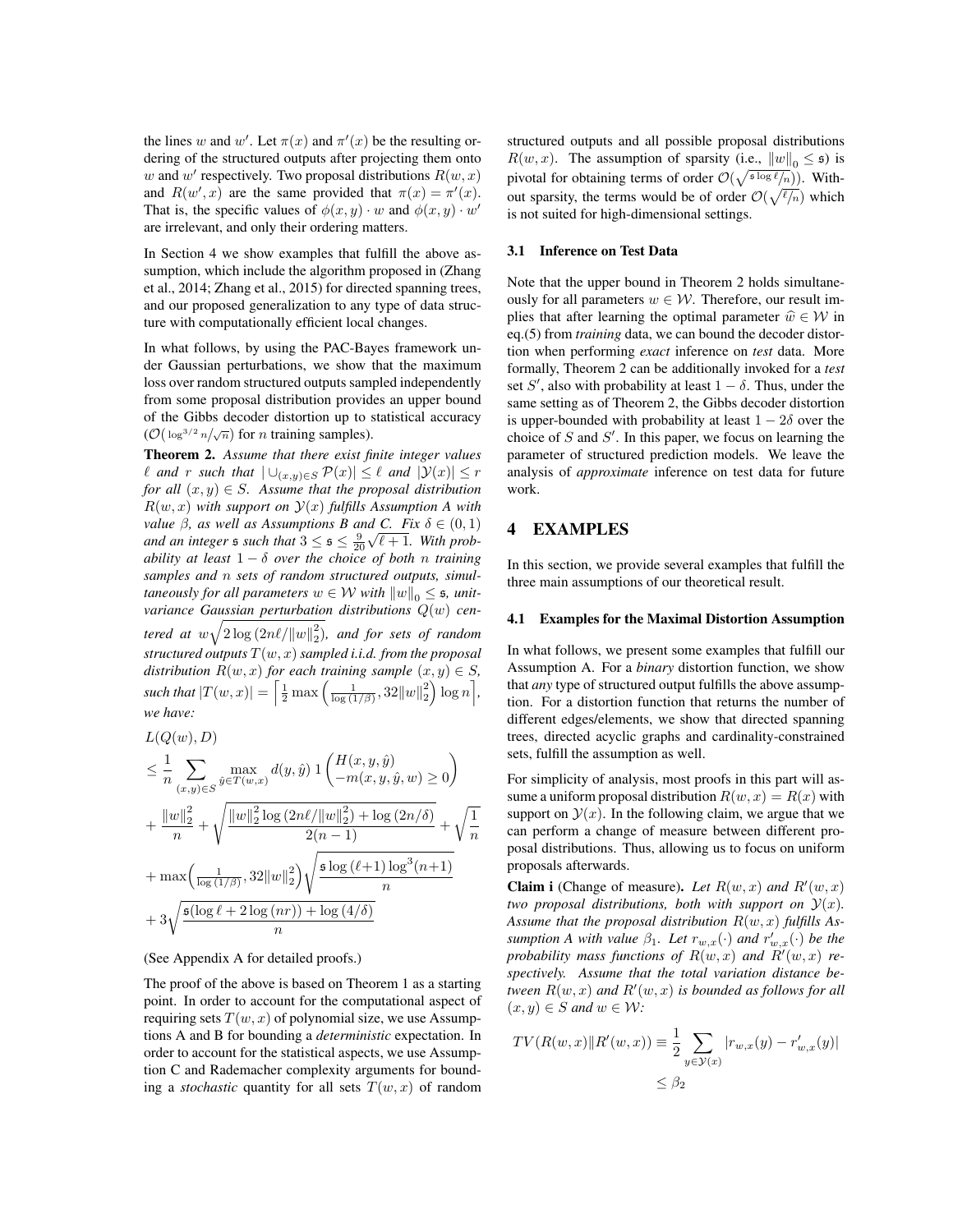the lines $w$ and $w'$. Let $\pi(x)$ and $\pi'(x)$ be the resulting ordering of the structured outputs after projecting them onto $w$ and $w'$ respectively. Two proposal distributions $R(w,x)$ and $R(w',x)$ are the same provided that $\pi(x) = \pi'(x)$. That is, the specific values of $\phi(x,y)\cdot w$ and $\phi(x,y)\cdot w'$ are irrelevant, and only their ordering matters.

In Section 4 we show examples that fulfill the above assumption, which include the algorithm proposed in (Zhang et al., 2014; Zhang et al., 2015) for directed spanning trees, and our proposed generalization to any type of data structure with computationally efficient local changes.

In what follows, by using the PAC-Bayes framework under Gaussian perturbations, we show that the maximum loss over random structured outputs sampled independently from some proposal distribution provides an upper bound of the Gibbs decoder distortion up to statistical accuracy ($\mathcal{O}(\log^{3/2} n/\sqrt{n})$ for $n$ training samples).

**Theorem 2.** *Assume that there exist finite integer values $\ell$ and $r$ such that $|\cup_{(x,y)\in S}\mathcal{P}(x)| \leq \ell$ and $|\mathcal{Y}(x)| \leq r$ for all $(x,y)\in S$. Assume that the proposal distribution $R(w,x)$ with support on $\mathcal{Y}(x)$ fulfills Assumption A with value $\beta$, as well as Assumptions B and C. Fix $\delta \in (0,1)$ and an integer $\mathfrak{s}$ such that $3 \leq \mathfrak{s} \leq \frac{9}{20}\sqrt{\ell+1}$. With probability at least $1-\delta$ over the choice of both $n$ training samples and $n$ sets of random structured outputs, simultaneously for all parameters $w \in \mathcal{W}$ with $\|w\|_0 \leq \mathfrak{s}$, unit-variance Gaussian perturbation distributions $Q(w)$ centered at $w\sqrt{2\log(2n\ell/\|w\|_2^2)}$, and for sets of random structured outputs $T(w,x)$ sampled i.i.d. from the proposal distribution $R(w,x)$ for each training sample $(x,y)\in S$, such that $|T(w,x)| = \left\lceil \frac{1}{2}\max\left(\frac{1}{\log(1/\beta)}, 32\|w\|_2^2\right)\log n\right\rceil$, we have:*

$$
\begin{aligned}
&L(Q(w),D) \\
&\leq \frac{1}{n}\sum_{(x,y)\in S}\max_{\hat{y}\in T(w,x)} d(y,\hat{y})\, 1\begin{pmatrix} H(x,y,\hat{y}) \\ -m(x,y,\hat{y},w) \geq 0\end{pmatrix} \\
&+ \frac{\|w\|_2^2}{n} + \sqrt{\frac{\|w\|_2^2\log(2n\ell/\|w\|_2^2) + \log(2n/\delta)}{2(n-1)}} + \sqrt{\frac{1}{n}} \\
&+ \max\Big(\tfrac{1}{\log(1/\beta)}, 32\|w\|_2^2\Big)\sqrt{\frac{\mathfrak{s}\log(\ell+1)\log^3(n+1)}{n}} \\
&+ 3\sqrt{\frac{\mathfrak{s}(\log\ell + 2\log(nr)) + \log(4/\delta)}{n}}
\end{aligned}
$$

(See Appendix A for detailed proofs.)

The proof of the above is based on Theorem 1 as a starting point. In order to account for the computational aspect of requiring sets $T(w,x)$ of polynomial size, we use Assumptions A and B for bounding a *deterministic* expectation. In order to account for the statistical aspects, we use Assumption C and Rademacher complexity arguments for bounding a *stochastic* quantity for all sets $T(w,x)$ of random structured outputs and all possible proposal distributions $R(w,x)$. The assumption of sparsity (i.e., $\|w\|_0 \leq \mathfrak{s}$) is pivotal for obtaining terms of order $\mathcal{O}(\sqrt{\mathfrak{s}\log\ell/n})$. Without sparsity, the terms would be of order $\mathcal{O}(\sqrt{\ell/n})$ which is not suited for high-dimensional settings.

### 3.1 Inference on Test Data

Note that the upper bound in Theorem 2 holds simultaneously for all parameters $w \in \mathcal{W}$. Therefore, our result implies that after learning the optimal parameter $\widehat{w} \in \mathcal{W}$ in eq.(5) from *training* data, we can bound the decoder distortion when performing *exact* inference on *test* data. More formally, Theorem 2 can be additionally invoked for a *test* set $S'$, also with probability at least $1-\delta$. Thus, under the same setting as of Theorem 2, the Gibbs decoder distortion is upper-bounded with probability at least $1-2\delta$ over the choice of $S$ and $S'$. In this paper, we focus on learning the parameter of structured prediction models. We leave the analysis of *approximate* inference on test data for future work.

## 4 EXAMPLES

In this section, we provide several examples that fulfill the three main assumptions of our theoretical result.

### 4.1 Examples for the Maximal Distortion Assumption

In what follows, we present some examples that fulfill our Assumption A. For a *binary* distortion function, we show that *any* type of structured output fulfills the above assumption. For a distortion function that returns the number of different edges/elements, we show that directed spanning trees, directed acyclic graphs and cardinality-constrained sets, fulfill the assumption as well.

For simplicity of analysis, most proofs in this part will assume a uniform proposal distribution $R(w,x) = R(x)$ with support on $\mathcal{Y}(x)$. In the following claim, we argue that we can perform a change of measure between different proposal distributions. Thus, allowing us to focus on uniform proposals afterwards.

**Claim i** (Change of measure). *Let $R(w,x)$ and $R'(w,x)$ two proposal distributions, both with support on $\mathcal{Y}(x)$. Assume that the proposal distribution $R(w,x)$ fulfills Assumption A with value $\beta_1$. Let $r_{w,x}(\cdot)$ and $r'_{w,x}(\cdot)$ be the probability mass functions of $R(w,x)$ and $R'(w,x)$ respectively. Assume that the total variation distance between $R(w,x)$ and $R'(w,x)$ is bounded as follows for all $(x,y)\in S$ and $w \in \mathcal{W}$:*

$$
\begin{aligned}
TV(R(w,x)\|R'(w,x)) &\equiv \frac{1}{2}\sum_{y\in\mathcal{Y}(x)}|r_{w,x}(y) - r'_{w,x}(y)| \\
&\leq \beta_2
\end{aligned}
$$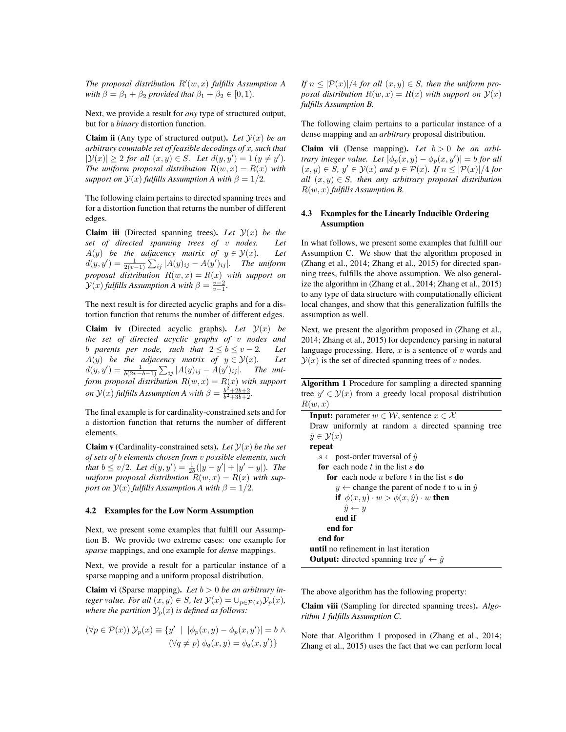*The proposal distribution $R'(w, x)$ fulfills Assumption A with $\beta = \beta_1 + \beta_2$ provided that $\beta_1 + \beta_2 \in [0, 1)$.*

Next, we provide a result for *any* type of structured output, but for a *binary* distortion function.

**Claim ii** (Any type of structured output). *Let $\mathcal{Y}(x)$ be an arbitrary countable set of feasible decodings of $x$, such that $|\mathcal{Y}(x)| \geq 2$ for all $(x, y) \in S$. Let $d(y, y') = 1\,(y \neq y')$. The uniform proposal distribution $R(w, x) = R(x)$ with support on $\mathcal{Y}(x)$ fulfills Assumption A with $\beta = 1/2$.*

The following claim pertains to directed spanning trees and for a distortion function that returns the number of different edges.

**Claim iii** (Directed spanning trees). *Let $\mathcal{Y}(x)$ be the set of directed spanning trees of $v$ nodes. Let $A(y)$ be the adjacency matrix of $y \in \mathcal{Y}(x)$. Let $d(y, y') = \frac{1}{2(v-1)} \sum_{ij} |A(y)_{ij} - A(y')_{ij}|$. The uniform proposal distribution $R(w, x) = R(x)$ with support on $\mathcal{Y}(x)$ fulfills Assumption A with $\beta = \frac{v-2}{v-1}$.*

The next result is for directed acyclic graphs and for a distortion function that returns the number of different edges.

**Claim iv** (Directed acyclic graphs). *Let $\mathcal{Y}(x)$ be the set of directed acyclic graphs of $v$ nodes and $b$ parents per node, such that $2 \leq b \leq v - 2$. Let $A(y)$ be the adjacency matrix of $y \in \mathcal{Y}(x)$. Let $d(y, y') = \frac{1}{b(2v-b-1)} \sum_{ij} |A(y)_{ij} - A(y')_{ij}|$. The uniform proposal distribution $R(w, x) = R(x)$ with support on $\mathcal{Y}(x)$ fulfills Assumption A with $\beta = \frac{b^2+2b+2}{b^2+3b+2}$.*

The final example is for cardinality-constrained sets and for a distortion function that returns the number of different elements.

**Claim v** (Cardinality-constrained sets). *Let $\mathcal{Y}(x)$ be the set of sets of $b$ elements chosen from $v$ possible elements, such that $b \leq v/2$. Let $d(y, y') = \frac{1}{2b}(|y - y'| + |y' - y|)$. The uniform proposal distribution $R(w, x) = R(x)$ with support on $\mathcal{Y}(x)$ fulfills Assumption A with $\beta = 1/2$.*

### 4.2 Examples for the Low Norm Assumption

Next, we present some examples that fulfill our Assumption B. We provide two extreme cases: one example for *sparse* mappings, and one example for *dense* mappings.

Next, we provide a result for a particular instance of a sparse mapping and a uniform proposal distribution.

**Claim vi** (Sparse mapping). *Let $b > 0$ be an arbitrary integer value. For all $(x, y) \in S$, let $\mathcal{Y}(x) = \cup_{p \in \mathcal{P}(x)} \mathcal{Y}_p(x)$, where the partition $\mathcal{Y}_p(x)$ is defined as follows:*

$$
(\forall p \in \mathcal{P}(x))\ \mathcal{Y}_p(x) \equiv \{y' \mid |\phi_p(x, y) - \phi_p(x, y')| = b \wedge (\forall q \neq p)\ \phi_q(x, y) = \phi_q(x, y')\}
$$

*If $n \leq |\mathcal{P}(x)|/4$ for all $(x, y) \in S$, then the uniform proposal distribution $R(w, x) = R(x)$ with support on $\mathcal{Y}(x)$ fulfills Assumption B.*

The following claim pertains to a particular instance of a dense mapping and an *arbitrary* proposal distribution.

**Claim vii** (Dense mapping). *Let $b > 0$ be an arbitrary integer value. Let $|\phi_p(x, y) - \phi_p(x, y')| = b$ for all $(x, y) \in S$, $y' \in \mathcal{Y}(x)$ and $p \in \mathcal{P}(x)$. If $n \leq |\mathcal{P}(x)|/4$ for all $(x, y) \in S$, then any arbitrary proposal distribution $R(w, x)$ fulfills Assumption B.*

### 4.3 Examples for the Linearly Inducible Ordering Assumption

In what follows, we present some examples that fulfill our Assumption C. We show that the algorithm proposed in (Zhang et al., 2014; Zhang et al., 2015) for directed spanning trees, fulfills the above assumption. We also generalize the algorithm in (Zhang et al., 2014; Zhang et al., 2015) to any type of data structure with computationally efficient local changes, and show that this generalization fulfills the assumption as well.

Next, we present the algorithm proposed in (Zhang et al., 2014; Zhang et al., 2015) for dependency parsing in natural language processing. Here, $x$ is a sentence of $v$ words and $\mathcal{Y}(x)$ is the set of directed spanning trees of $v$ nodes.

**Algorithm 1** Procedure for sampling a directed spanning tree $y' \in \mathcal{Y}(x)$ from a greedy local proposal distribution $R(w, x)$

```
Input: parameter w ∈ W, sentence x ∈ X
Draw uniformly at random a directed spanning tree ŷ ∈ Y(x)
repeat
    s ← post-order traversal of ŷ
    for each node t in the list s do
        for each node u before t in the list s do
            y ← change the parent of node t to u in ŷ
            if φ(x, y) · w > φ(x, ŷ) · w then
                ŷ ← y
            end if
        end for
    end for
until no refinement in last iteration
Output: directed spanning tree y' ← ŷ
```

The above algorithm has the following property:

**Claim viii** (Sampling for directed spanning trees). *Algorithm 1 fulfills Assumption C.*

Note that Algorithm 1 proposed in (Zhang et al., 2014; Zhang et al., 2015) uses the fact that we can perform local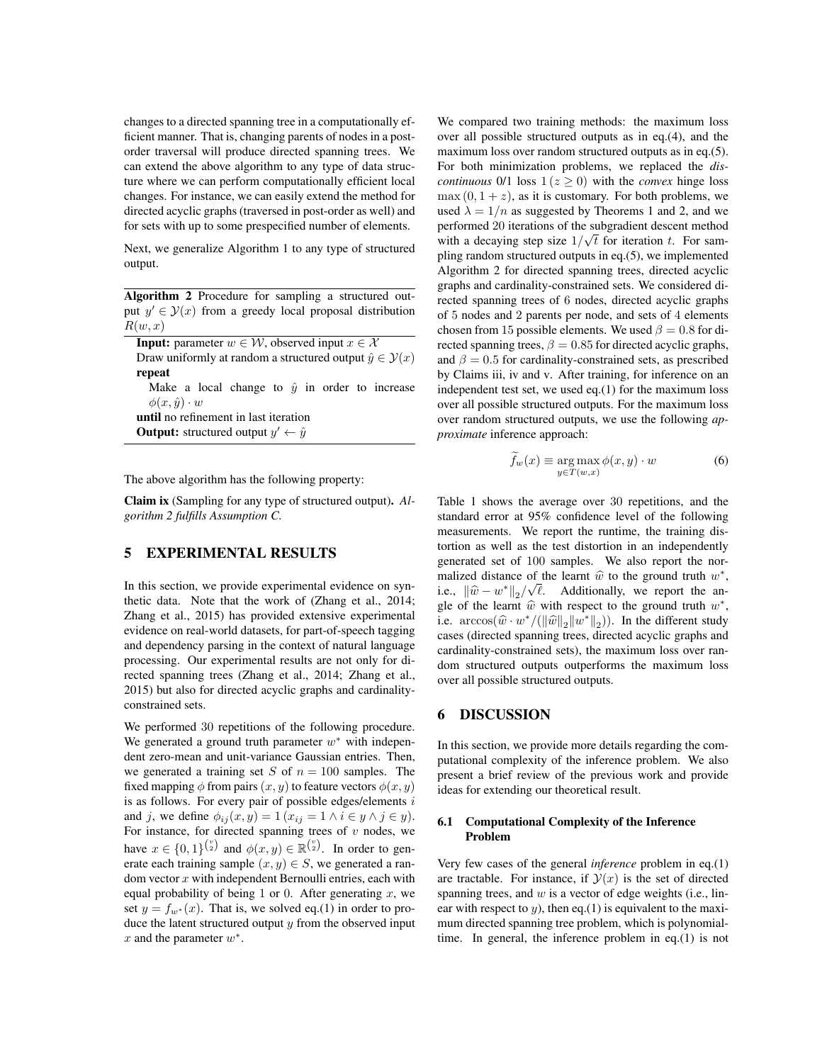changes to a directed spanning tree in a computationally efficient manner. That is, changing parents of nodes in a post-order traversal will produce directed spanning trees. We can extend the above algorithm to any type of data structure where we can perform computationally efficient local changes. For instance, we can easily extend the method for directed acyclic graphs (traversed in post-order as well) and for sets with up to some prespecified number of elements.

Next, we generalize Algorithm 1 to any type of structured output.

---

**Algorithm 2** Procedure for sampling a structured output $y' \in \mathcal{Y}(x)$ from a greedy local proposal distribution $R(w, x)$

---

**Input:** parameter $w \in \mathcal{W}$, observed input $x \in \mathcal{X}$
Draw uniformly at random a structured output $\hat{y} \in \mathcal{Y}(x)$
**repeat**
  Make a local change to $\hat{y}$ in order to increase $\phi(x, \hat{y}) \cdot w$
**until** no refinement in last iteration
**Output:** structured output $y' \leftarrow \hat{y}$

---

The above algorithm has the following property:

**Claim ix** (Sampling for any type of structured output)**.** *Algorithm 2 fulfills Assumption C.*

# 5 EXPERIMENTAL RESULTS

In this section, we provide experimental evidence on synthetic data. Note that the work of (Zhang et al., 2014; Zhang et al., 2015) has provided extensive experimental evidence on real-world datasets, for part-of-speech tagging and dependency parsing in the context of natural language processing. Our experimental results are not only for directed spanning trees (Zhang et al., 2014; Zhang et al., 2015) but also for directed acyclic graphs and cardinality-constrained sets.

We performed 30 repetitions of the following procedure. We generated a ground truth parameter $w^*$ with independent zero-mean and unit-variance Gaussian entries. Then, we generated a training set $S$ of $n = 100$ samples. The fixed mapping $\phi$ from pairs $(x, y)$ to feature vectors $\phi(x, y)$ is as follows. For every pair of possible edges/elements $i$ and $j$, we define $\phi_{ij}(x, y) = 1\,(x_{ij} = 1 \wedge i \in y \wedge j \in y)$. For instance, for directed spanning trees of $v$ nodes, we have $x \in \{0, 1\}^{\binom{v}{2}}$ and $\phi(x, y) \in \mathbb{R}^{\binom{v}{2}}$. In order to generate each training sample $(x, y) \in S$, we generated a random vector $x$ with independent Bernoulli entries, each with equal probability of being 1 or 0. After generating $x$, we set $y = f_{w^*}(x)$. That is, we solved eq.(1) in order to produce the latent structured output $y$ from the observed input $x$ and the parameter $w^*$.

We compared two training methods: the maximum loss over all possible structured outputs as in eq.(4), and the maximum loss over random structured outputs as in eq.(5). For both minimization problems, we replaced the *discontinuous* 0/1 loss $1\,(z \geq 0)$ with the *convex* hinge loss $\max(0, 1 + z)$, as it is customary. For both problems, we used $\lambda = 1/n$ as suggested by Theorems 1 and 2, and we performed 20 iterations of the subgradient descent method with a decaying step size $1/\sqrt{t}$ for iteration $t$. For sampling random structured outputs in eq.(5), we implemented Algorithm 2 for directed spanning trees, directed acyclic graphs and cardinality-constrained sets. We considered directed spanning trees of 6 nodes, directed acyclic graphs of 5 nodes and 2 parents per node, and sets of 4 elements chosen from 15 possible elements. We used $\beta = 0.8$ for directed spanning trees, $\beta = 0.85$ for directed acyclic graphs, and $\beta = 0.5$ for cardinality-constrained sets, as prescribed by Claims iii, iv and v. After training, for inference on an independent test set, we used eq.(1) for the maximum loss over all possible structured outputs. For the maximum loss over random structured outputs, we use the following *approximate* inference approach:

$$\widetilde{f}_w(x) \equiv \operatorname*{arg\,max}_{y \in T(w,x)} \phi(x, y) \cdot w \tag{6}$$

Table 1 shows the average over 30 repetitions, and the standard error at 95% confidence level of the following measurements. We report the runtime, the training distortion as well as the test distortion in an independently generated set of 100 samples. We also report the normalized distance of the learnt $\widehat{w}$ to the ground truth $w^*$, i.e., $\|\widehat{w} - w^*\|_2/\sqrt{\ell}$. Additionally, we report the angle of the learnt $\widehat{w}$ with respect to the ground truth $w^*$, i.e. $\arccos(\widehat{w} \cdot w^*/(\|\widehat{w}\|_2\|w^*\|_2))$. In the different study cases (directed spanning trees, directed acyclic graphs and cardinality-constrained sets), the maximum loss over random structured outputs outperforms the maximum loss over all possible structured outputs.

# 6 DISCUSSION

In this section, we provide more details regarding the computational complexity of the inference problem. We also present a brief review of the previous work and provide ideas for extending our theoretical result.

## 6.1 Computational Complexity of the Inference Problem

Very few cases of the general *inference* problem in eq.(1) are tractable. For instance, if $\mathcal{Y}(x)$ is the set of directed spanning trees, and $w$ is a vector of edge weights (i.e., linear with respect to $y$), then eq.(1) is equivalent to the maximum directed spanning tree problem, which is polynomial-time. In general, the inference problem in eq.(1) is not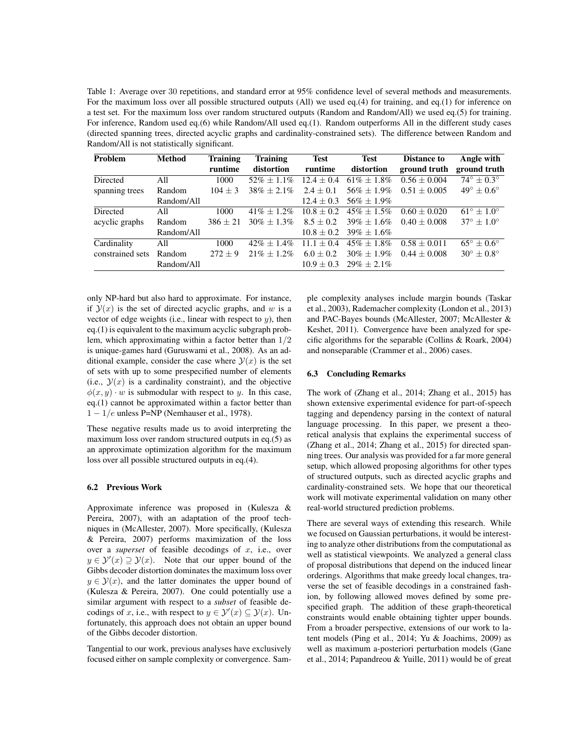Table 1: Average over 30 repetitions, and standard error at 95% confidence level of several methods and measurements. For the maximum loss over all possible structured outputs (All) we used eq.(4) for training, and eq.(1) for inference on a test set. For the maximum loss over random structured outputs (Random and Random/All) we used eq.(5) for training. For inference, Random used eq.(6) while Random/All used eq.(1). Random outperforms All in the different study cases (directed spanning trees, directed acyclic graphs and cardinality-constrained sets). The difference between Random and Random/All is not statistically significant.

| Problem | Method | Training runtime | Training distortion | Test runtime | Test distortion | Distance to ground truth | Angle with ground truth |
|---|---|---|---|---|---|---|---|
| Directed spanning trees | All | 1000 | $52\% \pm 1.1\%$ | $12.4 \pm 0.4$ | $61\% \pm 1.8\%$ | $0.56 \pm 0.004$ | $74^\circ \pm 0.3^\circ$ |
| | Random | $104 \pm 3$ | $38\% \pm 2.1\%$ | $2.4 \pm 0.1$ | $56\% \pm 1.9\%$ | $0.51 \pm 0.005$ | $49^\circ \pm 0.6^\circ$ |
| | Random/All | | | $12.4 \pm 0.3$ | $56\% \pm 1.9\%$ | | |
| Directed acyclic graphs | All | 1000 | $41\% \pm 1.2\%$ | $10.8 \pm 0.2$ | $45\% \pm 1.5\%$ | $0.60 \pm 0.020$ | $61^\circ \pm 1.0^\circ$ |
| | Random | $386 \pm 21$ | $30\% \pm 1.3\%$ | $8.5 \pm 0.2$ | $39\% \pm 1.6\%$ | $0.40 \pm 0.008$ | $37^\circ \pm 1.0^\circ$ |
| | Random/All | | | $10.8 \pm 0.2$ | $39\% \pm 1.6\%$ | | |
| Cardinality constrained sets | All | 1000 | $42\% \pm 1.4\%$ | $11.1 \pm 0.4$ | $45\% \pm 1.8\%$ | $0.58 \pm 0.011$ | $65^\circ \pm 0.6^\circ$ |
| | Random | $272 \pm 9$ | $21\% \pm 1.2\%$ | $6.0 \pm 0.2$ | $30\% \pm 1.9\%$ | $0.44 \pm 0.008$ | $30^\circ \pm 0.8^\circ$ |
| | Random/All | | | $10.9 \pm 0.3$ | $29\% \pm 2.1\%$ | | |

only NP-hard but also hard to approximate. For instance, if $\mathcal{Y}(x)$ is the set of directed acyclic graphs, and $w$ is a vector of edge weights (i.e., linear with respect to $y$), then eq.(1) is equivalent to the maximum acyclic subgraph problem, which approximating within a factor better than $1/2$ is unique-games hard (Guruswami et al., 2008). As an additional example, consider the case where $\mathcal{Y}(x)$ is the set of sets with up to some prespecified number of elements (i.e., $\mathcal{Y}(x)$ is a cardinality constraint), and the objective $\phi(x, y) \cdot w$ is submodular with respect to $y$. In this case, eq.(1) cannot be approximated within a factor better than $1 - 1/e$ unless P=NP (Nemhauser et al., 1978).

These negative results made us to avoid interpreting the maximum loss over random structured outputs in eq.(5) as an approximate optimization algorithm for the maximum loss over all possible structured outputs in eq.(4).

### 6.2 Previous Work

Approximate inference was proposed in (Kulesza & Pereira, 2007), with an adaptation of the proof techniques in (McAllester, 2007). More specifically, (Kulesza & Pereira, 2007) performs maximization of the loss over a *superset* of feasible decodings of $x$, i.e., over $y \in \mathcal{Y}'(x) \supseteq \mathcal{Y}(x)$. Note that our upper bound of the Gibbs decoder distortion dominates the maximum loss over $y \in \mathcal{Y}(x)$, and the latter dominates the upper bound of (Kulesza & Pereira, 2007). One could potentially use a similar argument with respect to a *subset* of feasible decodings of $x$, i.e., with respect to $y \in \mathcal{Y}'(x) \subseteq \mathcal{Y}(x)$. Unfortunately, this approach does not obtain an upper bound of the Gibbs decoder distortion.

Tangential to our work, previous analyses have exclusively focused either on sample complexity or convergence. Sample complexity analyses include margin bounds (Taskar et al., 2003), Rademacher complexity (London et al., 2013) and PAC-Bayes bounds (McAllester, 2007; McAllester & Keshet, 2011). Convergence have been analyzed for specific algorithms for the separable (Collins & Roark, 2004) and nonseparable (Crammer et al., 2006) cases.

### 6.3 Concluding Remarks

The work of (Zhang et al., 2014; Zhang et al., 2015) has shown extensive experimental evidence for part-of-speech tagging and dependency parsing in the context of natural language processing. In this paper, we present a theoretical analysis that explains the experimental success of (Zhang et al., 2014; Zhang et al., 2015) for directed spanning trees. Our analysis was provided for a far more general setup, which allowed proposing algorithms for other types of structured outputs, such as directed acyclic graphs and cardinality-constrained sets. We hope that our theoretical work will motivate experimental validation on many other real-world structured prediction problems.

There are several ways of extending this research. While we focused on Gaussian perturbations, it would be interesting to analyze other distributions from the computational as well as statistical viewpoints. We analyzed a general class of proposal distributions that depend on the induced linear orderings. Algorithms that make greedy local changes, traverse the set of feasible decodings in a constrained fashion, by following allowed moves defined by some prespecified graph. The addition of these graph-theoretical constraints would enable obtaining tighter upper bounds. From a broader perspective, extensions of our work to latent models (Ping et al., 2014; Yu & Joachims, 2009) as well as maximum a-posteriori perturbation models (Gane et al., 2014; Papandreou & Yuille, 2011) would be of great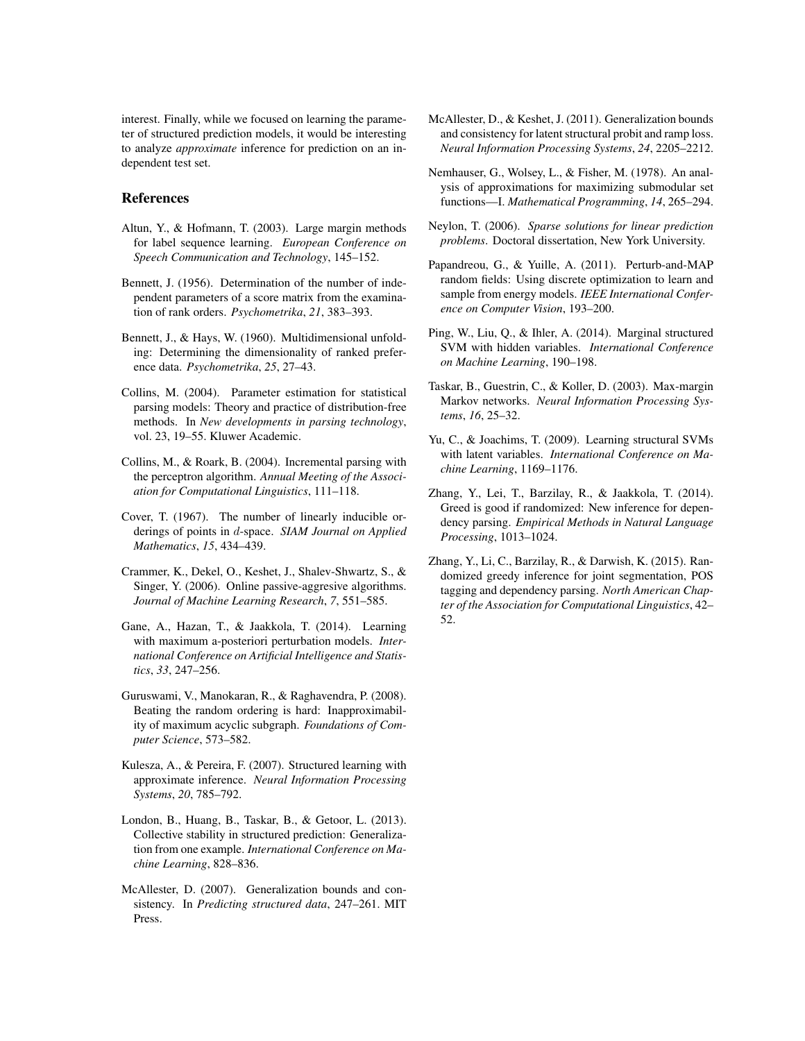interest. Finally, while we focused on learning the parameter of structured prediction models, it would be interesting to analyze *approximate* inference for prediction on an independent test set.

## References

Altun, Y., & Hofmann, T. (2003). Large margin methods for label sequence learning. *European Conference on Speech Communication and Technology*, 145–152.

Bennett, J. (1956). Determination of the number of independent parameters of a score matrix from the examination of rank orders. *Psychometrika*, *21*, 383–393.

Bennett, J., & Hays, W. (1960). Multidimensional unfolding: Determining the dimensionality of ranked preference data. *Psychometrika*, *25*, 27–43.

Collins, M. (2004). Parameter estimation for statistical parsing models: Theory and practice of distribution-free methods. In *New developments in parsing technology*, vol. 23, 19–55. Kluwer Academic.

Collins, M., & Roark, B. (2004). Incremental parsing with the perceptron algorithm. *Annual Meeting of the Association for Computational Linguistics*, 111–118.

Cover, T. (1967). The number of linearly inducible orderings of points in $d$-space. *SIAM Journal on Applied Mathematics*, *15*, 434–439.

Crammer, K., Dekel, O., Keshet, J., Shalev-Shwartz, S., & Singer, Y. (2006). Online passive-aggresive algorithms. *Journal of Machine Learning Research*, *7*, 551–585.

Gane, A., Hazan, T., & Jaakkola, T. (2014). Learning with maximum a-posteriori perturbation models. *International Conference on Artificial Intelligence and Statistics*, *33*, 247–256.

Guruswami, V., Manokaran, R., & Raghavendra, P. (2008). Beating the random ordering is hard: Inapproximability of maximum acyclic subgraph. *Foundations of Computer Science*, 573–582.

Kulesza, A., & Pereira, F. (2007). Structured learning with approximate inference. *Neural Information Processing Systems*, *20*, 785–792.

London, B., Huang, B., Taskar, B., & Getoor, L. (2013). Collective stability in structured prediction: Generalization from one example. *International Conference on Machine Learning*, 828–836.

McAllester, D. (2007). Generalization bounds and consistency. In *Predicting structured data*, 247–261. MIT Press.

McAllester, D., & Keshet, J. (2011). Generalization bounds and consistency for latent structural probit and ramp loss. *Neural Information Processing Systems*, *24*, 2205–2212.

Nemhauser, G., Wolsey, L., & Fisher, M. (1978). An analysis of approximations for maximizing submodular set functions—I. *Mathematical Programming*, *14*, 265–294.

Neylon, T. (2006). *Sparse solutions for linear prediction problems*. Doctoral dissertation, New York University.

Papandreou, G., & Yuille, A. (2011). Perturb-and-MAP random fields: Using discrete optimization to learn and sample from energy models. *IEEE International Conference on Computer Vision*, 193–200.

Ping, W., Liu, Q., & Ihler, A. (2014). Marginal structured SVM with hidden variables. *International Conference on Machine Learning*, 190–198.

Taskar, B., Guestrin, C., & Koller, D. (2003). Max-margin Markov networks. *Neural Information Processing Systems*, *16*, 25–32.

Yu, C., & Joachims, T. (2009). Learning structural SVMs with latent variables. *International Conference on Machine Learning*, 1169–1176.

Zhang, Y., Lei, T., Barzilay, R., & Jaakkola, T. (2014). Greed is good if randomized: New inference for dependency parsing. *Empirical Methods in Natural Language Processing*, 1013–1024.

Zhang, Y., Li, C., Barzilay, R., & Darwish, K. (2015). Randomized greedy inference for joint segmentation, POS tagging and dependency parsing. *North American Chapter of the Association for Computational Linguistics*, 42–52.